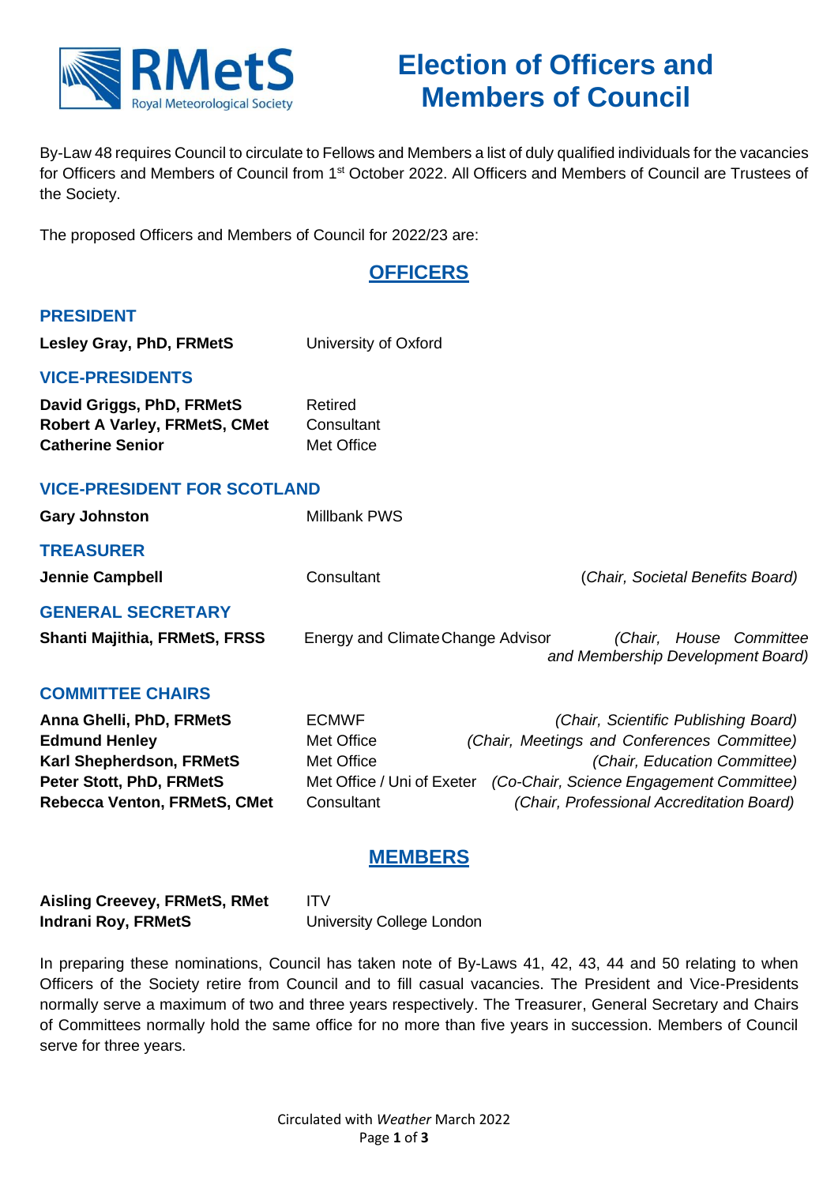# Election of Officers and Members of Council

By-Law 48 requires Council to circulate to Fellows and Members a list of duly qualified individuals for the vacancies for Officers and Members of Council from 1st October 2022. All Officers and Members of Council are Trustees of the Society.

The proposed Officers and Members of Council for 2022/23 are:

## OFFICERS

### PRESIDENT

| | | |
|---|---|---|
| **Lesley Gray, PhD, FRMetS** | University of Oxford | |

### VICE-PRESIDENTS

| | | |
|---|---|---|
| **David Griggs, PhD, FRMetS** | Retired | |
| **Robert A Varley, FRMetS, CMet** | Consultant | |
| **Catherine Senior** | Met Office | |

### VICE-PRESIDENT FOR SCOTLAND

| | | |
|---|---|---|
| **Gary Johnston** | Millbank PWS | |

### TREASURER

| | | |
|---|---|---|
| **Jennie Campbell** | Consultant | *(Chair, Societal Benefits Board)* |

### GENERAL SECRETARY

| | | |
|---|---|---|
| **Shanti Majithia, FRMetS, FRSS** | Energy and Climate Change Advisor | *(Chair, House Committee and Membership Development Board)* |

### COMMITTEE CHAIRS

| | | |
|---|---|---|
| **Anna Ghelli, PhD, FRMetS** | ECMWF | *(Chair, Scientific Publishing Board)* |
| **Edmund Henley** | Met Office | *(Chair, Meetings and Conferences Committee)* |
| **Karl Shepherdson, FRMetS** | Met Office | *(Chair, Education Committee)* |
| **Peter Stott, PhD, FRMetS** | Met Office / Uni of Exeter | *(Co-Chair, Science Engagement Committee)* |
| **Rebecca Venton, FRMetS, CMet** | Consultant | *(Chair, Professional Accreditation Board)* |

## MEMBERS

| | |
|---|---|
| **Aisling Creevey, FRMetS, RMet** | ITV |
| **Indrani Roy, FRMetS** | University College London |

In preparing these nominations, Council has taken note of By-Laws 41, 42, 43, 44 and 50 relating to when Officers of the Society retire from Council and to fill casual vacancies. The President and Vice-Presidents normally serve a maximum of two and three years respectively. The Treasurer, General Secretary and Chairs of Committees normally hold the same office for no more than five years in succession. Members of Council serve for three years.

Circulated with *Weather* March 2022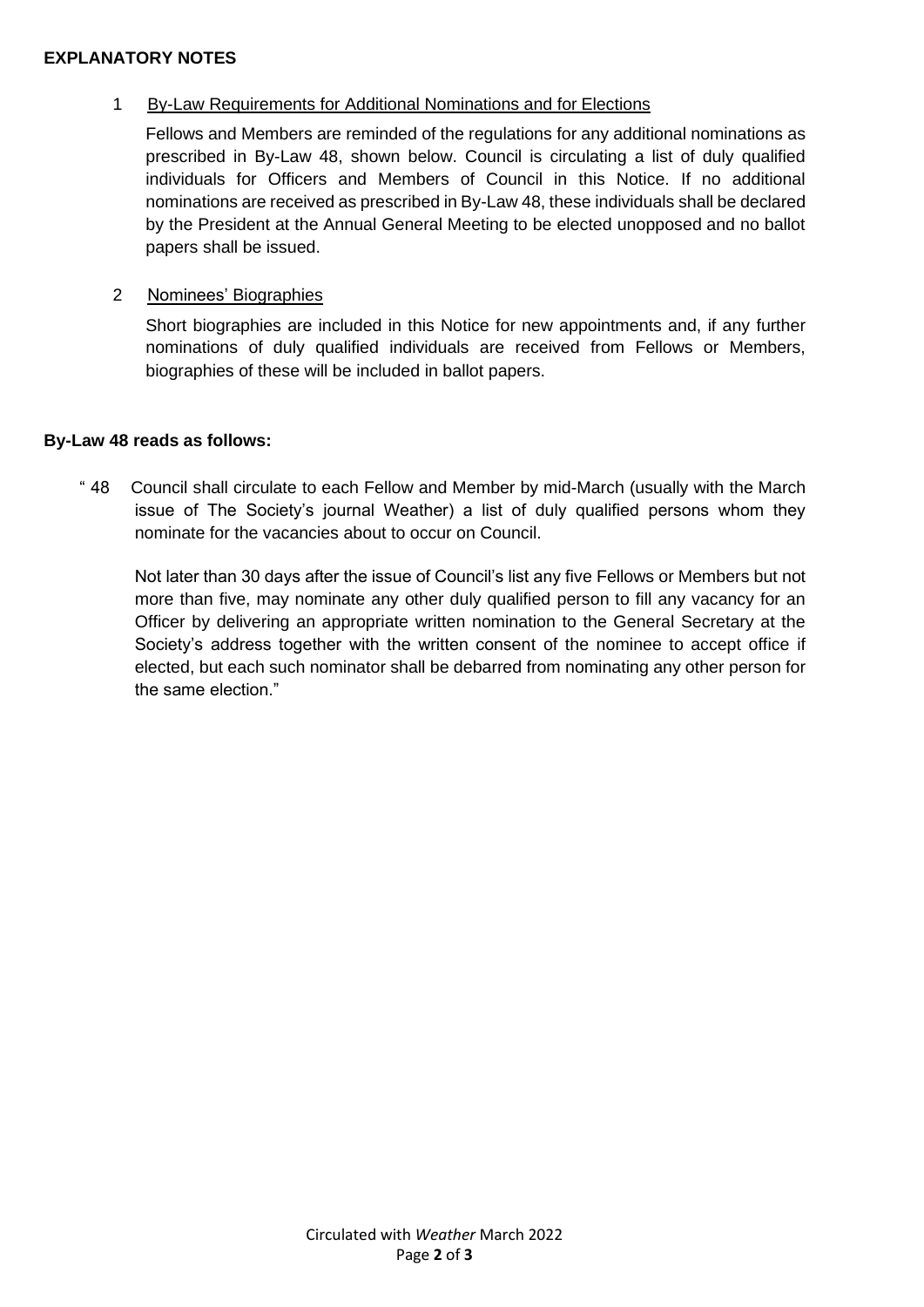**EXPLANATORY NOTES**

1 By-Law Requirements for Additional Nominations and for Elections

Fellows and Members are reminded of the regulations for any additional nominations as prescribed in By-Law 48, shown below. Council is circulating a list of duly qualified individuals for Officers and Members of Council in this Notice. If no additional nominations are received as prescribed in By-Law 48, these individuals shall be declared by the President at the Annual General Meeting to be elected unopposed and no ballot papers shall be issued.

2 Nominees' Biographies

Short biographies are included in this Notice for new appointments and, if any further nominations of duly qualified individuals are received from Fellows or Members, biographies of these will be included in ballot papers.

**By-Law 48 reads as follows:**

" 48 Council shall circulate to each Fellow and Member by mid-March (usually with the March issue of The Society's journal Weather) a list of duly qualified persons whom they nominate for the vacancies about to occur on Council.

Not later than 30 days after the issue of Council's list any five Fellows or Members but not more than five, may nominate any other duly qualified person to fill any vacancy for an Officer by delivering an appropriate written nomination to the General Secretary at the Society's address together with the written consent of the nominee to accept office if elected, but each such nominator shall be debarred from nominating any other person for the same election."

Circulated with *Weather* March 2022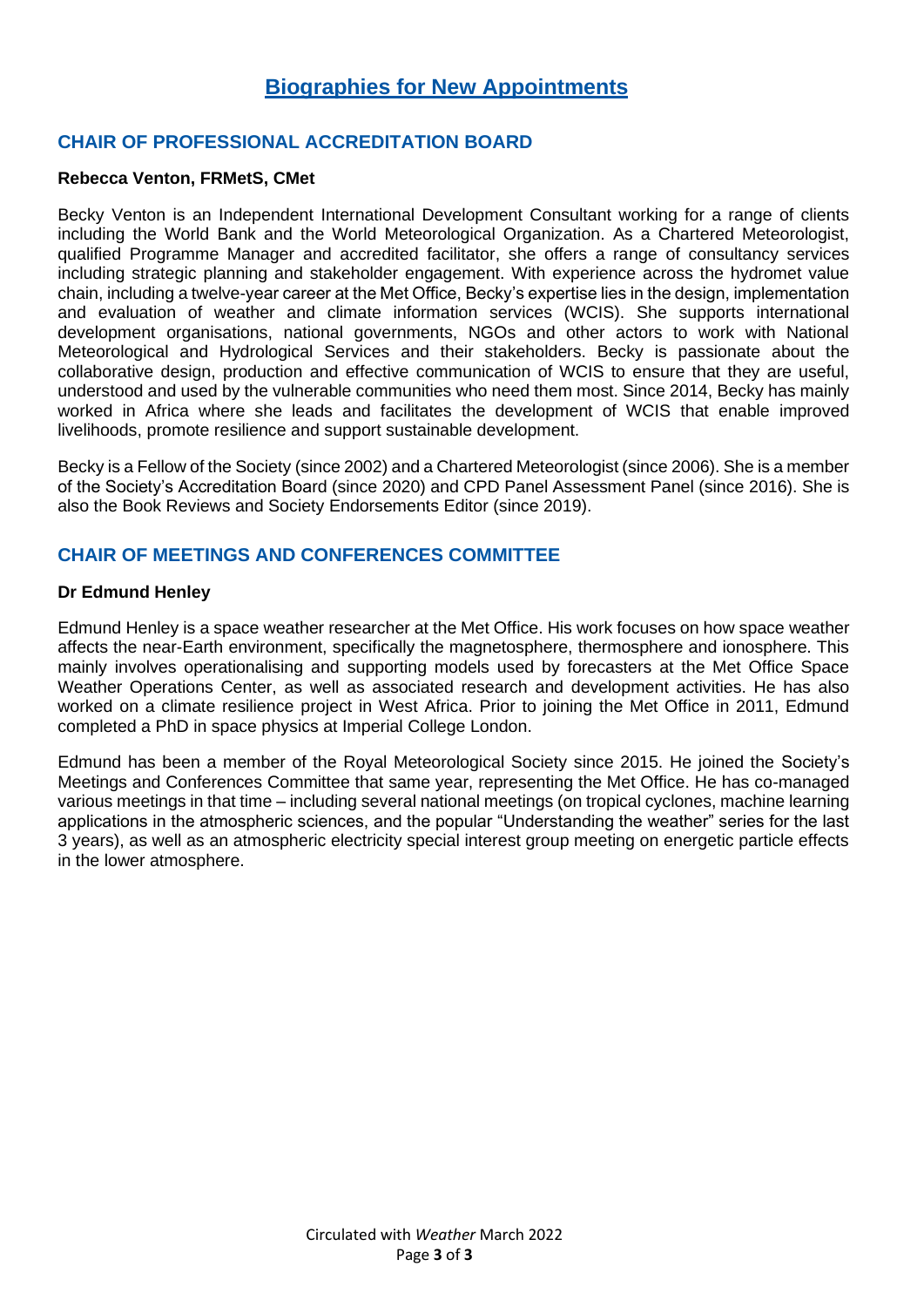# Biographies for New Appointments

## CHAIR OF PROFESSIONAL ACCREDITATION BOARD

**Rebecca Venton, FRMetS, CMet**

Becky Venton is an Independent International Development Consultant working for a range of clients including the World Bank and the World Meteorological Organization. As a Chartered Meteorologist, qualified Programme Manager and accredited facilitator, she offers a range of consultancy services including strategic planning and stakeholder engagement. With experience across the hydromet value chain, including a twelve-year career at the Met Office, Becky's expertise lies in the design, implementation and evaluation of weather and climate information services (WCIS). She supports international development organisations, national governments, NGOs and other actors to work with National Meteorological and Hydrological Services and their stakeholders. Becky is passionate about the collaborative design, production and effective communication of WCIS to ensure that they are useful, understood and used by the vulnerable communities who need them most. Since 2014, Becky has mainly worked in Africa where she leads and facilitates the development of WCIS that enable improved livelihoods, promote resilience and support sustainable development.

Becky is a Fellow of the Society (since 2002) and a Chartered Meteorologist (since 2006). She is a member of the Society's Accreditation Board (since 2020) and CPD Panel Assessment Panel (since 2016). She is also the Book Reviews and Society Endorsements Editor (since 2019).

## CHAIR OF MEETINGS AND CONFERENCES COMMITTEE

**Dr Edmund Henley**

Edmund Henley is a space weather researcher at the Met Office. His work focuses on how space weather affects the near-Earth environment, specifically the magnetosphere, thermosphere and ionosphere. This mainly involves operationalising and supporting models used by forecasters at the Met Office Space Weather Operations Center, as well as associated research and development activities. He has also worked on a climate resilience project in West Africa. Prior to joining the Met Office in 2011, Edmund completed a PhD in space physics at Imperial College London.

Edmund has been a member of the Royal Meteorological Society since 2015. He joined the Society's Meetings and Conferences Committee that same year, representing the Met Office. He has co-managed various meetings in that time – including several national meetings (on tropical cyclones, machine learning applications in the atmospheric sciences, and the popular "Understanding the weather" series for the last 3 years), as well as an atmospheric electricity special interest group meeting on energetic particle effects in the lower atmosphere.

Circulated with *Weather* March 2022